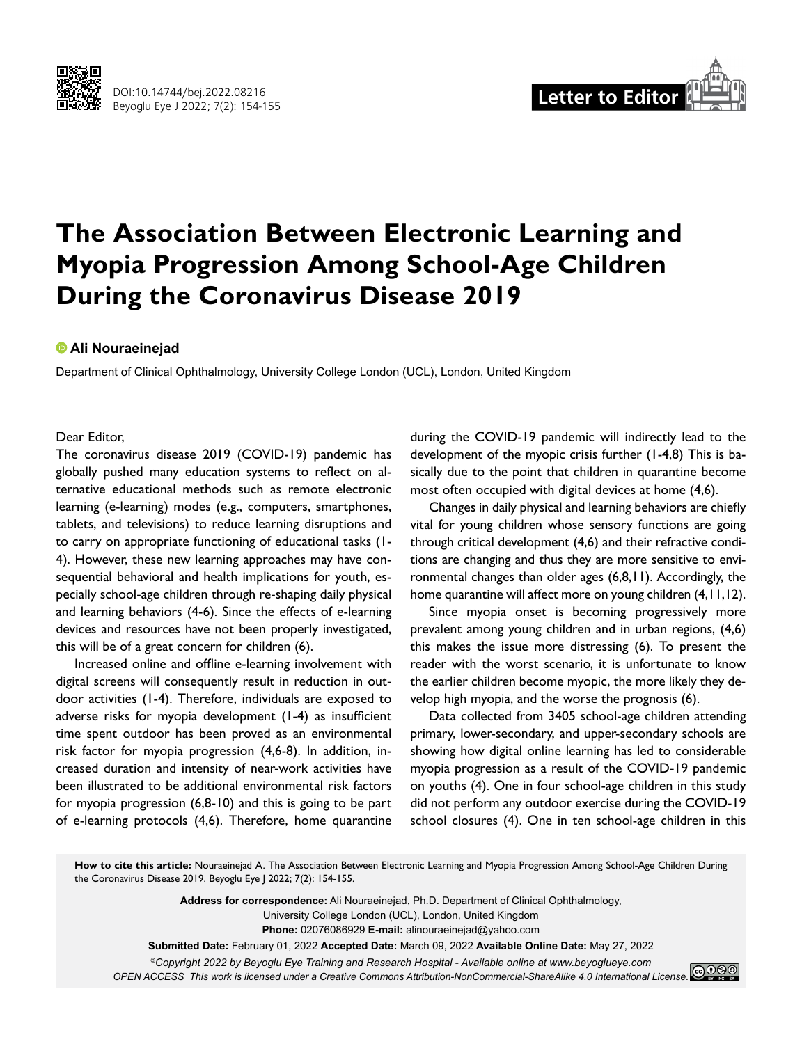Letter to Editor

# The Association Between Electronic Learning and Myopia Progression Among School-Age Children During the Coronavirus Disease 2019

**Ali Nouraeinejad**

Department of Clinical Ophthalmology, University College London (UCL), London, United Kingdom

Dear Editor,

The coronavirus disease 2019 (COVID-19) pandemic has globally pushed many education systems to reflect on alternative educational methods such as remote electronic learning (e-learning) modes (e.g., computers, smartphones, tablets, and televisions) to reduce learning disruptions and to carry on appropriate functioning of educational tasks (1-4). However, these new learning approaches may have consequential behavioral and health implications for youth, especially school-age children through re-shaping daily physical and learning behaviors (4-6). Since the effects of e-learning devices and resources have not been properly investigated, this will be of a great concern for children (6).

Increased online and offline e-learning involvement with digital screens will consequently result in reduction in outdoor activities (1-4). Therefore, individuals are exposed to adverse risks for myopia development (1-4) as insufficient time spent outdoor has been proved as an environmental risk factor for myopia progression (4,6-8). In addition, increased duration and intensity of near-work activities have been illustrated to be additional environmental risk factors for myopia progression (6,8-10) and this is going to be part of e-learning protocols (4,6). Therefore, home quarantine during the COVID-19 pandemic will indirectly lead to the development of the myopic crisis further (1-4,8) This is basically due to the point that children in quarantine become most often occupied with digital devices at home (4,6).

Changes in daily physical and learning behaviors are chiefly vital for young children whose sensory functions are going through critical development (4,6) and their refractive conditions are changing and thus they are more sensitive to environmental changes than older ages (6,8,11). Accordingly, the home quarantine will affect more on young children (4,11,12).

Since myopia onset is becoming progressively more prevalent among young children and in urban regions, (4,6) this makes the issue more distressing (6). To present the reader with the worst scenario, it is unfortunate to know the earlier children become myopic, the more likely they develop high myopia, and the worse the prognosis (6).

Data collected from 3405 school-age children attending primary, lower-secondary, and upper-secondary schools are showing how digital online learning has led to considerable myopia progression as a result of the COVID-19 pandemic on youths (4). One in four school-age children in this study did not perform any outdoor exercise during the COVID-19 school closures (4). One in ten school-age children in this

**How to cite this article:** Nouraeinejad A. The Association Between Electronic Learning and Myopia Progression Among School-Age Children During the Coronavirus Disease 2019. Beyoglu Eye J 2022; 7(2): 154-155.

**Address for correspondence:** Ali Nouraeinejad, Ph.D. Department of Clinical Ophthalmology, University College London (UCL), London, United Kingdom

**Phone:** 02076086929 **E-mail:** alinouraeinejad@yahoo.com

**Submitted Date:** February 01, 2022 **Accepted Date:** March 09, 2022 **Available Online Date:** May 27, 2022

*©Copyright 2022 by Beyoglu Eye Training and Research Hospital - Available online at www.beyoglueye.com*

*OPEN ACCESS This work is licensed under a Creative Commons Attribution-NonCommercial-ShareAlike 4.0 International License.*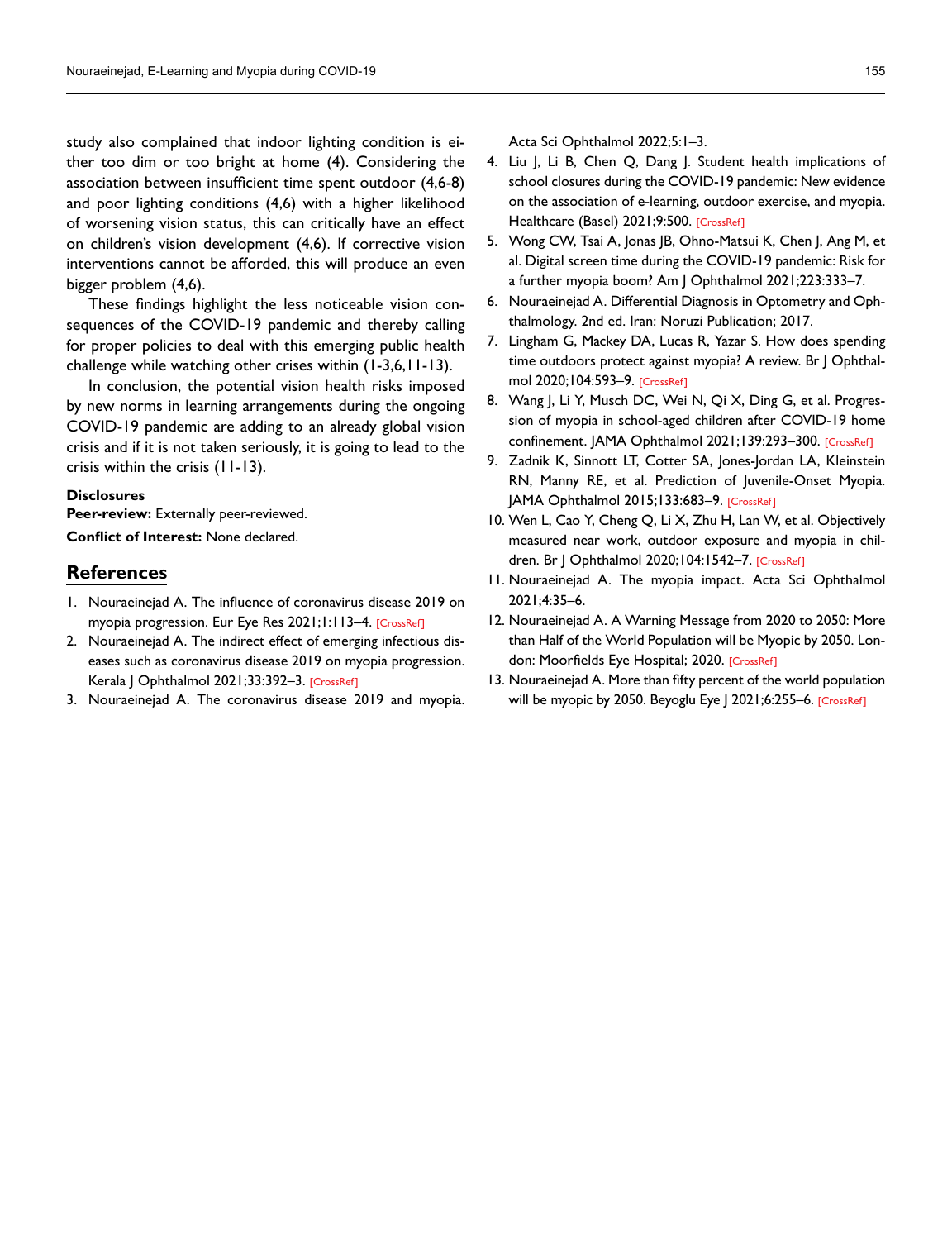study also complained that indoor lighting condition is either too dim or too bright at home (4). Considering the association between insufficient time spent outdoor (4,6-8) and poor lighting conditions (4,6) with a higher likelihood of worsening vision status, this can critically have an effect on children's vision development (4,6). If corrective vision interventions cannot be afforded, this will produce an even bigger problem (4,6).

These findings highlight the less noticeable vision consequences of the COVID-19 pandemic and thereby calling for proper policies to deal with this emerging public health challenge while watching other crises within (1-3,6,11-13).

In conclusion, the potential vision health risks imposed by new norms in learning arrangements during the ongoing COVID-19 pandemic are adding to an already global vision crisis and if it is not taken seriously, it is going to lead to the crisis within the crisis (11-13).

**Disclosures**

**Peer-review:** Externally peer-reviewed.

**Conflict of Interest:** None declared.

## References

1. Nouraeinejad A. The influence of coronavirus disease 2019 on myopia progression. Eur Eye Res 2021;1:113–4. [CrossRef]
2. Nouraeinejad A. The indirect effect of emerging infectious diseases such as coronavirus disease 2019 on myopia progression. Kerala J Ophthalmol 2021;33:392–3. [CrossRef]
3. Nouraeinejad A. The coronavirus disease 2019 and myopia. Acta Sci Ophthalmol 2022;5:1–3.
4. Liu J, Li B, Chen Q, Dang J. Student health implications of school closures during the COVID-19 pandemic: New evidence on the association of e-learning, outdoor exercise, and myopia. Healthcare (Basel) 2021;9:500. [CrossRef]
5. Wong CW, Tsai A, Jonas JB, Ohno-Matsui K, Chen J, Ang M, et al. Digital screen time during the COVID-19 pandemic: Risk for a further myopia boom? Am J Ophthalmol 2021;223:333–7.
6. Nouraeinejad A. Differential Diagnosis in Optometry and Ophthalmology. 2nd ed. Iran: Noruzi Publication; 2017.
7. Lingham G, Mackey DA, Lucas R, Yazar S. How does spending time outdoors protect against myopia? A review. Br J Ophthalmol 2020;104:593–9. [CrossRef]
8. Wang J, Li Y, Musch DC, Wei N, Qi X, Ding G, et al. Progression of myopia in school-aged children after COVID-19 home confinement. JAMA Ophthalmol 2021;139:293–300. [CrossRef]
9. Zadnik K, Sinnott LT, Cotter SA, Jones-Jordan LA, Kleinstein RN, Manny RE, et al. Prediction of Juvenile-Onset Myopia. JAMA Ophthalmol 2015;133:683–9. [CrossRef]
10. Wen L, Cao Y, Cheng Q, Li X, Zhu H, Lan W, et al. Objectively measured near work, outdoor exposure and myopia in children. Br J Ophthalmol 2020;104:1542–7. [CrossRef]
11. Nouraeinejad A. The myopia impact. Acta Sci Ophthalmol 2021;4:35–6.
12. Nouraeinejad A. A Warning Message from 2020 to 2050: More than Half of the World Population will be Myopic by 2050. London: Moorfields Eye Hospital; 2020. [CrossRef]
13. Nouraeinejad A. More than fifty percent of the world population will be myopic by 2050. Beyoglu Eye J 2021;6:255–6. [CrossRef]